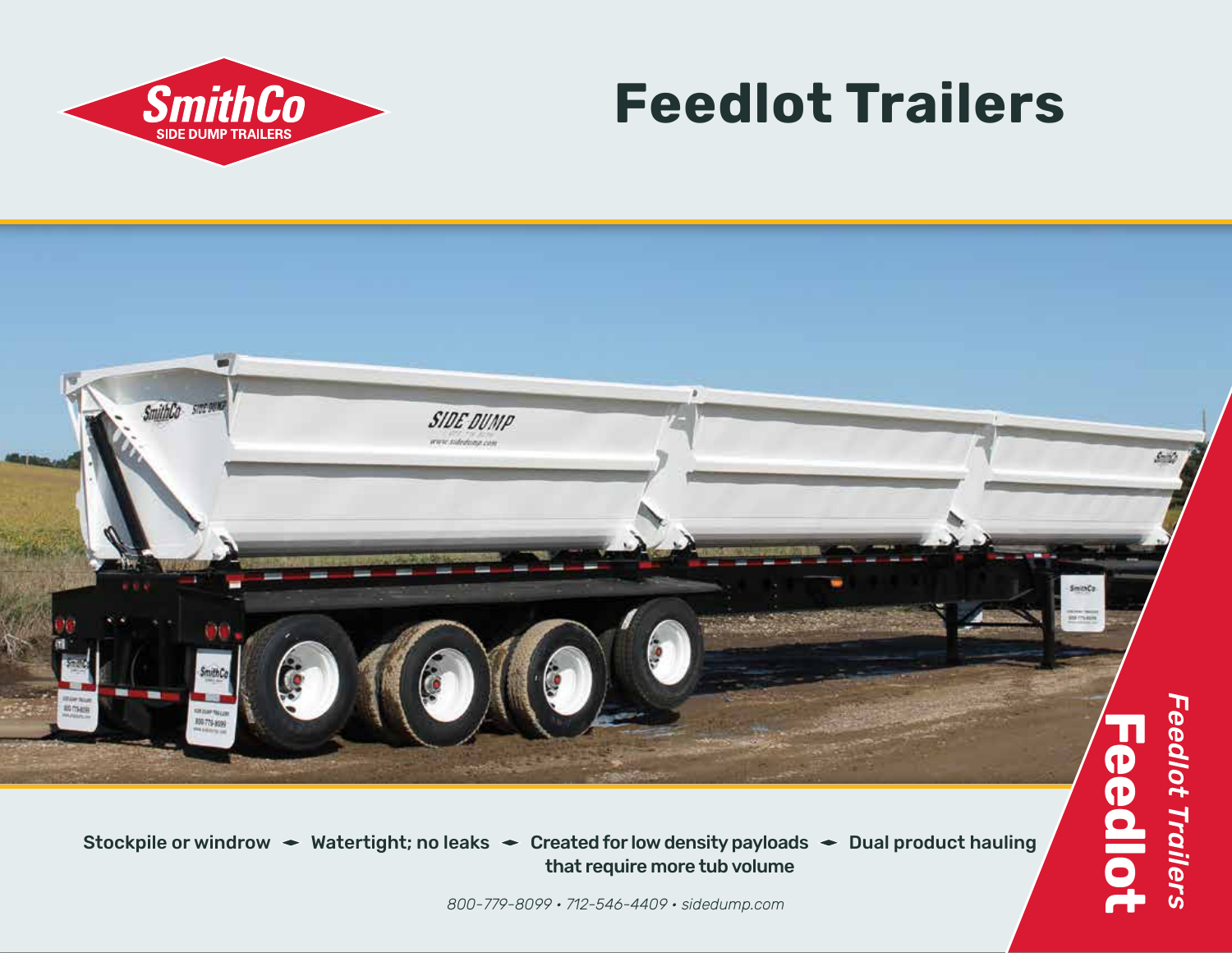SmithCo SIDE DUMP TRAILERS

# Feedlot Trailers

Stockpile or windrow ◆ Watertight; no leaks ◆ Created for low density payloads that require more tub volume ◆ Dual product hauling

*800-779-8099 • 712-546-4409 • sidedump.com*

**Feedlot** *Feedlot Trailers*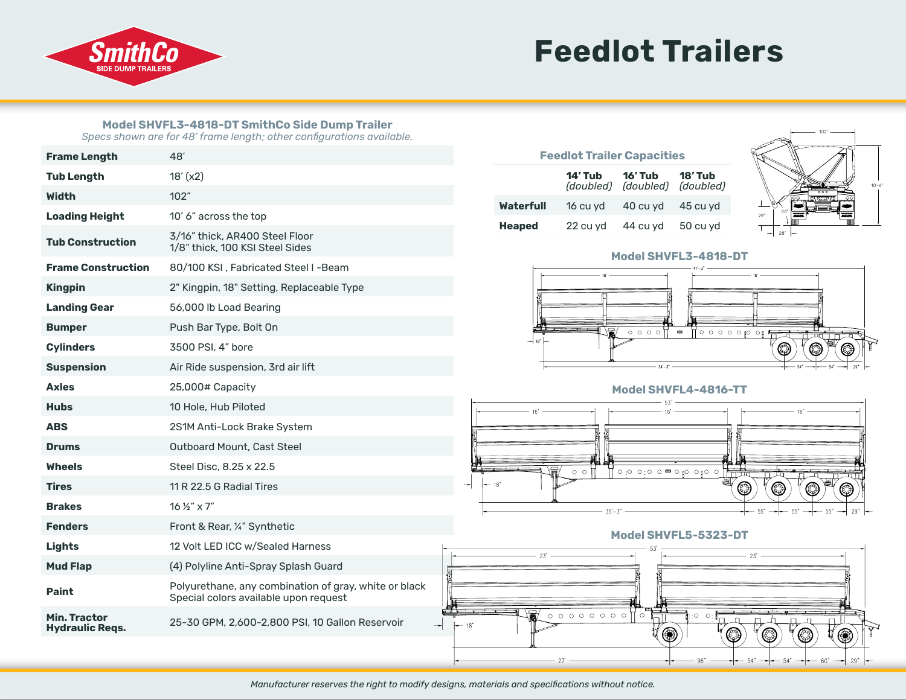# Feedlot Trailers

SmithCo SIDE DUMP TRAILERS

## Model SHVFL3-4818-DT SmithCo Side Dump Trailer

*Specs shown are for 48' frame length; other configurations available.*

| | |
|---|---|
| **Frame Length** | 48' |
| **Tub Length** | 18' (x2) |
| **Width** | 102" |
| **Loading Height** | 10' 6" across the top |
| **Tub Construction** | 3/16" thick, AR400 Steel Floor<br>1/8" thick, 100 KSI Steel Sides |
| **Frame Construction** | 80/100 KSI , Fabricated Steel I -Beam |
| **Kingpin** | 2" Kingpin, 18" Setting, Replaceable Type |
| **Landing Gear** | 56,000 lb Load Bearing |
| **Bumper** | Push Bar Type, Bolt On |
| **Cylinders** | 3500 PSI, 4" bore |
| **Suspension** | Air Ride suspension, 3rd air lift |
| **Axles** | 25,000# Capacity |
| **Hubs** | 10 Hole, Hub Piloted |
| **ABS** | 2S1M Anti-Lock Brake System |
| **Drums** | Outboard Mount, Cast Steel |
| **Wheels** | Steel Disc, 8.25 x 22.5 |
| **Tires** | 11 R 22.5 G Radial Tires |
| **Brakes** | 16 ½" x 7" |
| **Fenders** | Front & Rear, ¼" Synthetic |
| **Lights** | 12 Volt LED ICC w/Sealed Harness |
| **Mud Flap** | (4) Polyline Anti-Spray Splash Guard |
| **Paint** | Polyurethane, any combination of gray, white or black<br>Special colors available upon request |
| **Min. Tractor Hydraulic Reqs.** | 25-30 GPM, 2,600-2,800 PSI, 10 Gallon Reservoir |

## Feedlot Trailer Capacities

| | 14' Tub *(doubled)* | 16' Tub *(doubled)* | 18' Tub *(doubled)* |
|---|---|---|---|
| **Waterfull** | 16 cu yd | 40 cu yd | 45 cu yd |
| **Heaped** | 22 cu yd | 44 cu yd | 50 cu yd |

102"
10'-6"
44"
29"
28"

### Model SHVFL3-4818-DT

47'-3"
18'
18'
18"
34'-3"
54"
54"
29"

### Model SHVFL4-4816-TT

53'
16'
16'
16'
18"
35'-3"
55"
55"
55"
29"

### Model SHVFL5-5323-DT

53'
23'
23'
18"
27'
96"
54"
54"
60"
29"

*Manufacturer reserves the right to modify designs, materials and specifications without notice.*